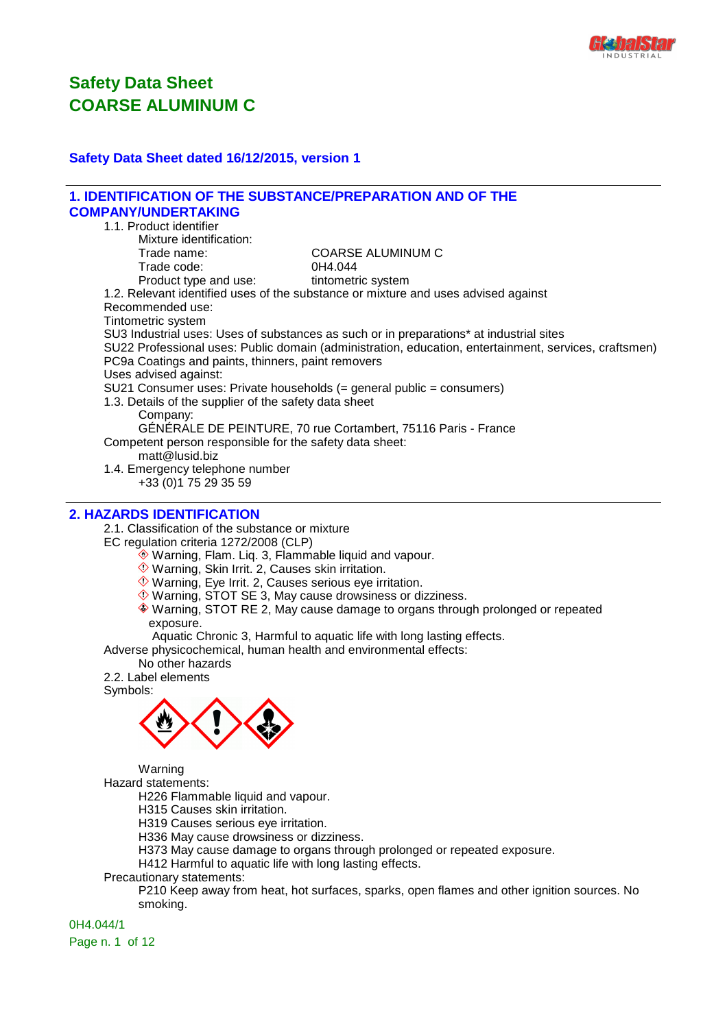# Safety Data Sheet
# COARSE ALUMINUM C

### Safety Data Sheet dated 16/12/2015, version 1

## 1. IDENTIFICATION OF THE SUBSTANCE/PREPARATION AND OF THE COMPANY/UNDERTAKING

1.1. Product identifier

Mixture identification:

| | |
|---|---|
| Trade name: | COARSE ALUMINUM C |
| Trade code: | 0H4.044 |
| Product type and use: | tintometric system |

1.2. Relevant identified uses of the substance or mixture and uses advised against

Recommended use:

Tintometric system

SU3 Industrial uses: Uses of substances as such or in preparations* at industrial sites

SU22 Professional uses: Public domain (administration, education, entertainment, services, craftsmen)

PC9a Coatings and paints, thinners, paint removers

Uses advised against:

SU21 Consumer uses: Private households (= general public = consumers)

1.3. Details of the supplier of the safety data sheet

Company:

GÉNÉRALE DE PEINTURE, 70 rue Cortambert, 75116 Paris - France

Competent person responsible for the safety data sheet:

matt@lusid.biz

1.4. Emergency telephone number

+33 (0)1 75 29 35 59

## 2. HAZARDS IDENTIFICATION

2.1. Classification of the substance or mixture

EC regulation criteria 1272/2008 (CLP)

- Warning, Flam. Liq. 3, Flammable liquid and vapour.
- Warning, Skin Irrit. 2, Causes skin irritation.
- Warning, Eye Irrit. 2, Causes serious eye irritation.
- Warning, STOT SE 3, May cause drowsiness or dizziness.
- Warning, STOT RE 2, May cause damage to organs through prolonged or repeated exposure.
- Aquatic Chronic 3, Harmful to aquatic life with long lasting effects.

Adverse physicochemical, human health and environmental effects:

No other hazards

2.2. Label elements

Symbols:

Warning

Hazard statements:

H226 Flammable liquid and vapour.

H315 Causes skin irritation.

H319 Causes serious eye irritation.

H336 May cause drowsiness or dizziness.

H373 May cause damage to organs through prolonged or repeated exposure.

H412 Harmful to aquatic life with long lasting effects.

Precautionary statements:

P210 Keep away from heat, hot surfaces, sparks, open flames and other ignition sources. No smoking.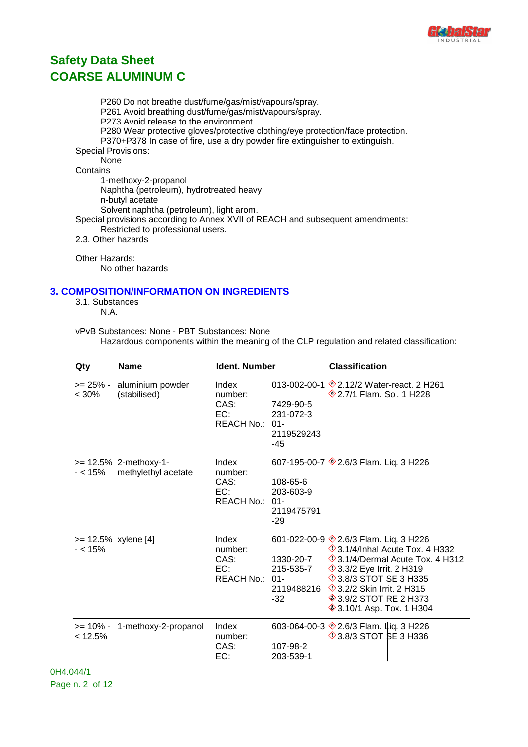# Safety Data Sheet
# COARSE ALUMINUM C

P260 Do not breathe dust/fume/gas/mist/vapours/spray.
P261 Avoid breathing dust/fume/gas/mist/vapours/spray.
P273 Avoid release to the environment.
P280 Wear protective gloves/protective clothing/eye protection/face protection.
P370+P378 In case of fire, use a dry powder fire extinguisher to extinguish.

Special Provisions:

None

Contains

1-methoxy-2-propanol
Naphtha (petroleum), hydrotreated heavy
n-butyl acetate
Solvent naphtha (petroleum), light arom.

Special provisions according to Annex XVII of REACH and subsequent amendments:

Restricted to professional users.

2.3. Other hazards

Other Hazards:

No other hazards

## 3. COMPOSITION/INFORMATION ON INGREDIENTS

3.1. Substances

N.A.

vPvB Substances: None - PBT Substances: None

Hazardous components within the meaning of the CLP regulation and related classification:

| Qty | Name | Ident. Number | | Classification |
|---|---|---|---|---|
| >= 25% - < 30% | aluminium powder (stabilised) | Index number:<br>CAS:<br>EC:<br>REACH No.: | 013-002-00-1<br>7429-90-5<br>231-072-3<br>01-2119529243-45 | 2.12/2 Water-react. 2 H261<br>2.7/1 Flam. Sol. 1 H228 |
| >= 12.5% - < 15% | 2-methoxy-1-methylethyl acetate | Index number:<br>CAS:<br>EC:<br>REACH No.: | 607-195-00-7<br>108-65-6<br>203-603-9<br>01-2119475791-29 | 2.6/3 Flam. Liq. 3 H226 |
| >= 12.5% - < 15% | xylene [4] | Index number:<br>CAS:<br>EC:<br>REACH No.: | 601-022-00-9<br>1330-20-7<br>215-535-7<br>01-2119488216-32 | 2.6/3 Flam. Liq. 3 H226<br>3.1/4/Inhal Acute Tox. 4 H332<br>3.1/4/Dermal Acute Tox. 4 H312<br>3.3/2 Eye Irrit. 2 H319<br>3.8/3 STOT SE 3 H335<br>3.2/2 Skin Irrit. 2 H315<br>3.9/2 STOT RE 2 H373<br>3.10/1 Asp. Tox. 1 H304 |
| >= 10% - < 12.5% | 1-methoxy-2-propanol | Index number:<br>CAS:<br>EC: | 603-064-00-3<br>107-98-2<br>203-539-1 | 2.6/3 Flam. Liq. 3 H226<br>3.8/3 STOT SE 3 H336 |

0H4.044/1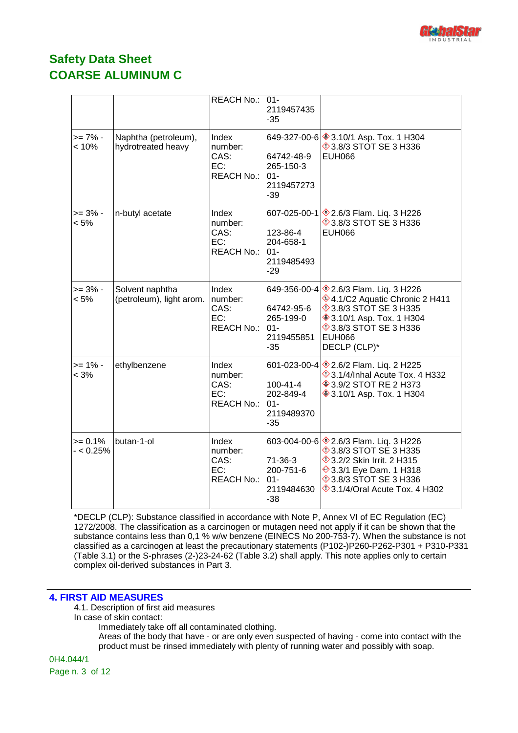## Safety Data Sheet
## COARSE ALUMINUM C

| | | | | |
|---|---|---|---|---|
| | | REACH No.: | 01-2119457435-35 | |
| >= 7% - < 10% | Naphtha (petroleum), hydrotreated heavy | Index number:<br>CAS:<br>EC:<br>REACH No.: | 649-327-00-6<br>64742-48-9<br>265-150-3<br>01-2119457273-39 | 3.10/1 Asp. Tox. 1 H304<br>3.8/3 STOT SE 3 H336<br>EUH066 |
| >= 3% - < 5% | n-butyl acetate | Index number:<br>CAS:<br>EC:<br>REACH No.: | 607-025-00-1<br>123-86-4<br>204-658-1<br>01-2119485493-29 | 2.6/3 Flam. Liq. 3 H226<br>3.8/3 STOT SE 3 H336<br>EUH066 |
| >= 3% - < 5% | Solvent naphtha (petroleum), light arom. | Index number:<br>CAS:<br>EC:<br>REACH No.: | 649-356-00-4<br>64742-95-6<br>265-199-0<br>01-2119455851-35 | 2.6/3 Flam. Liq. 3 H226<br>4.1/C2 Aquatic Chronic 2 H411<br>3.8/3 STOT SE 3 H335<br>3.10/1 Asp. Tox. 1 H304<br>3.8/3 STOT SE 3 H336<br>EUH066<br>DECLP (CLP)* |
| >= 1% - < 3% | ethylbenzene | Index number:<br>CAS:<br>EC:<br>REACH No.: | 601-023-00-4<br>100-41-4<br>202-849-4<br>01-2119489370-35 | 2.6/2 Flam. Liq. 2 H225<br>3.1/4/Inhal Acute Tox. 4 H332<br>3.9/2 STOT RE 2 H373<br>3.10/1 Asp. Tox. 1 H304 |
| >= 0.1% - < 0.25% | butan-1-ol | Index number:<br>CAS:<br>EC:<br>REACH No.: | 603-004-00-6<br>71-36-3<br>200-751-6<br>01-2119484630-38 | 2.6/3 Flam. Liq. 3 H226<br>3.8/3 STOT SE 3 H335<br>3.2/2 Skin Irrit. 2 H315<br>3.3/1 Eye Dam. 1 H318<br>3.8/3 STOT SE 3 H336<br>3.1/4/Oral Acute Tox. 4 H302 |

*DECLP (CLP): Substance classified in accordance with Note P, Annex VI of EC Regulation (EC) 1272/2008. The classification as a carcinogen or mutagen need not apply if it can be shown that the substance contains less than 0,1 % w/w benzene (EINECS No 200-753-7). When the substance is not classified as a carcinogen at least the precautionary statements (P102-)P260-P262-P301 + P310-P331 (Table 3.1) or the S-phrases (2-)23-24-62 (Table 3.2) shall apply. This note applies only to certain complex oil-derived substances in Part 3.

## 4. FIRST AID MEASURES

4.1. Description of first aid measures

In case of skin contact:

Immediately take off all contaminated clothing.

Areas of the body that have - or are only even suspected of having - come into contact with the product must be rinsed immediately with plenty of running water and possibly with soap.

0H4.044/1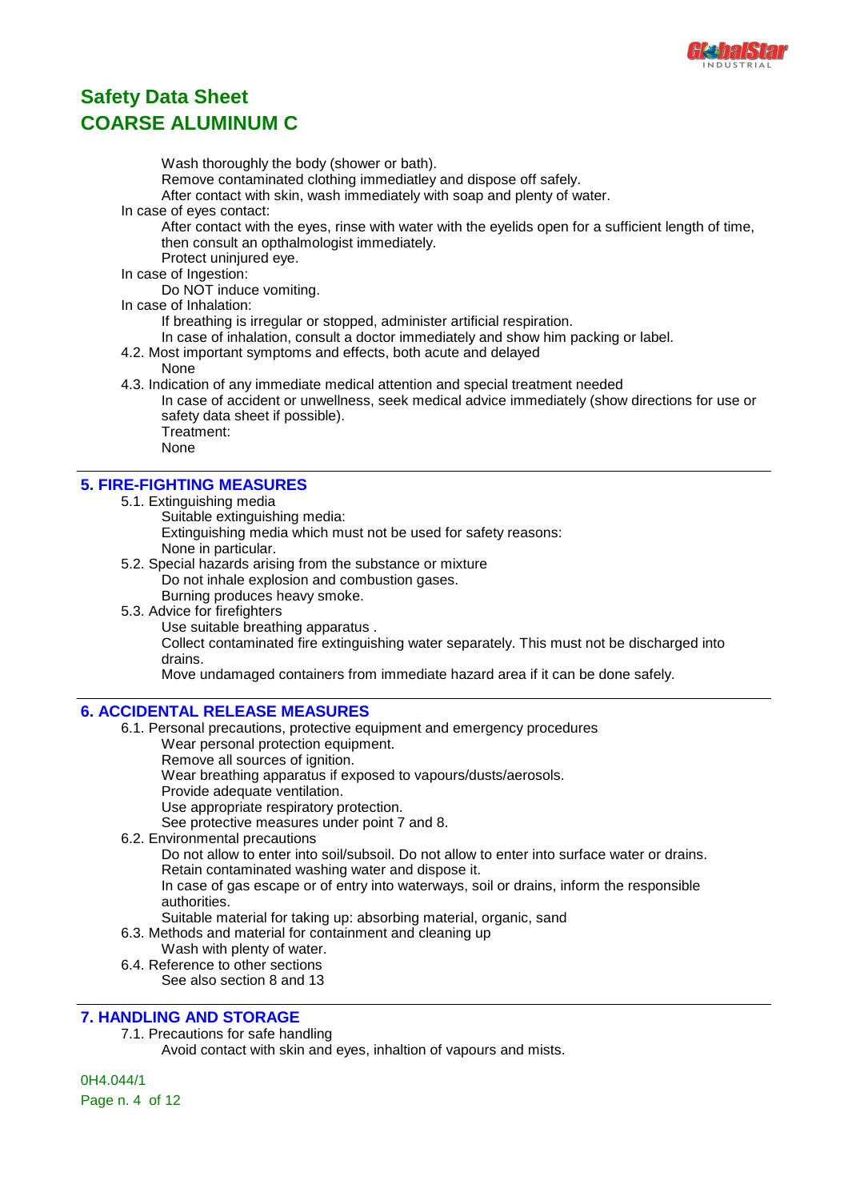Wash thoroughly the body (shower or bath).
Remove contaminated clothing immediatley and dispose off safely.
After contact with skin, wash immediately with soap and plenty of water.

In case of eyes contact:

After contact with the eyes, rinse with water with the eyelids open for a sufficient length of time, then consult an opthalmologist immediately.
Protect uninjured eye.

In case of Ingestion:

Do NOT induce vomiting.

In case of Inhalation:

If breathing is irregular or stopped, administer artificial respiration.
In case of inhalation, consult a doctor immediately and show him packing or label.

4.2. Most important symptoms and effects, both acute and delayed

None

4.3. Indication of any immediate medical attention and special treatment needed

In case of accident or unwellness, seek medical advice immediately (show directions for use or safety data sheet if possible).
Treatment:
None

## 5. FIRE-FIGHTING MEASURES

5.1. Extinguishing media

Suitable extinguishing media:
Extinguishing media which must not be used for safety reasons:
None in particular.

5.2. Special hazards arising from the substance or mixture

Do not inhale explosion and combustion gases.
Burning produces heavy smoke.

5.3. Advice for firefighters

Use suitable breathing apparatus .
Collect contaminated fire extinguishing water separately. This must not be discharged into drains.
Move undamaged containers from immediate hazard area if it can be done safely.

## 6. ACCIDENTAL RELEASE MEASURES

6.1. Personal precautions, protective equipment and emergency procedures

Wear personal protection equipment.
Remove all sources of ignition.
Wear breathing apparatus if exposed to vapours/dusts/aerosols.
Provide adequate ventilation.
Use appropriate respiratory protection.
See protective measures under point 7 and 8.

6.2. Environmental precautions

Do not allow to enter into soil/subsoil. Do not allow to enter into surface water or drains.
Retain contaminated washing water and dispose it.
In case of gas escape or of entry into waterways, soil or drains, inform the responsible authorities.
Suitable material for taking up: absorbing material, organic, sand

6.3. Methods and material for containment and cleaning up

Wash with plenty of water.

6.4. Reference to other sections

See also section 8 and 13

## 7. HANDLING AND STORAGE

7.1. Precautions for safe handling

Avoid contact with skin and eyes, inhaltion of vapours and mists.

0H4.044/1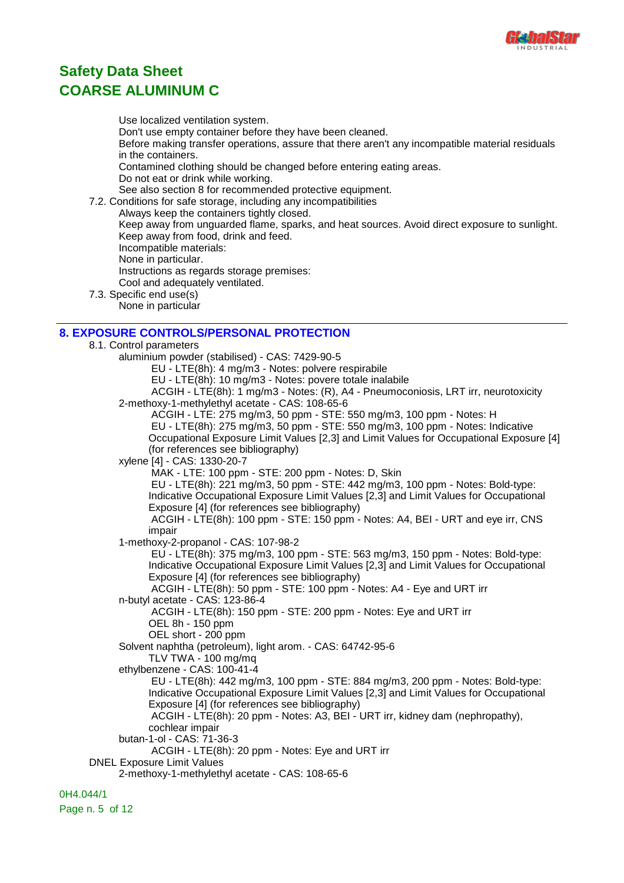Use localized ventilation system.
Don't use empty container before they have been cleaned.
Before making transfer operations, assure that there aren't any incompatible material residuals in the containers.
Contamined clothing should be changed before entering eating areas.
Do not eat or drink while working.
See also section 8 for recommended protective equipment.

7.2. Conditions for safe storage, including any incompatibilities

Always keep the containers tightly closed.
Keep away from unguarded flame, sparks, and heat sources. Avoid direct exposure to sunlight.
Keep away from food, drink and feed.
Incompatible materials:
None in particular.
Instructions as regards storage premises:
Cool and adequately ventilated.

7.3. Specific end use(s)

None in particular

## 8. EXPOSURE CONTROLS/PERSONAL PROTECTION

8.1. Control parameters

aluminium powder (stabilised) - CAS: 7429-90-5
- EU - LTE(8h): 4 mg/m3 - Notes: polvere respirabile
- EU - LTE(8h): 10 mg/m3 - Notes: povere totale inalabile
- ACGIH - LTE(8h): 1 mg/m3 - Notes: (R), A4 - Pneumoconiosis, LRT irr, neurotoxicity

2-methoxy-1-methylethyl acetate - CAS: 108-65-6
- ACGIH - LTE: 275 mg/m3, 50 ppm - STE: 550 mg/m3, 100 ppm - Notes: H
- EU - LTE(8h): 275 mg/m3, 50 ppm - STE: 550 mg/m3, 100 ppm - Notes: Indicative Occupational Exposure Limit Values [2,3] and Limit Values for Occupational Exposure [4] (for references see bibliography)

xylene [4] - CAS: 1330-20-7
- MAK - LTE: 100 ppm - STE: 200 ppm - Notes: D, Skin
- EU - LTE(8h): 221 mg/m3, 50 ppm - STE: 442 mg/m3, 100 ppm - Notes: Bold-type: Indicative Occupational Exposure Limit Values [2,3] and Limit Values for Occupational Exposure [4] (for references see bibliography)
- ACGIH - LTE(8h): 100 ppm - STE: 150 ppm - Notes: A4, BEI - URT and eye irr, CNS impair

1-methoxy-2-propanol - CAS: 107-98-2
- EU - LTE(8h): 375 mg/m3, 100 ppm - STE: 563 mg/m3, 150 ppm - Notes: Bold-type: Indicative Occupational Exposure Limit Values [2,3] and Limit Values for Occupational Exposure [4] (for references see bibliography)
- ACGIH - LTE(8h): 50 ppm - STE: 100 ppm - Notes: A4 - Eye and URT irr

n-butyl acetate - CAS: 123-86-4
- ACGIH - LTE(8h): 150 ppm - STE: 200 ppm - Notes: Eye and URT irr
- OEL 8h - 150 ppm
- OEL short - 200 ppm

Solvent naphtha (petroleum), light arom. - CAS: 64742-95-6
- TLV TWA - 100 mg/mq

ethylbenzene - CAS: 100-41-4
- EU - LTE(8h): 442 mg/m3, 100 ppm - STE: 884 mg/m3, 200 ppm - Notes: Bold-type: Indicative Occupational Exposure Limit Values [2,3] and Limit Values for Occupational Exposure [4] (for references see bibliography)
- ACGIH - LTE(8h): 20 ppm - Notes: A3, BEI - URT irr, kidney dam (nephropathy), cochlear impair

butan-1-ol - CAS: 71-36-3
- ACGIH - LTE(8h): 20 ppm - Notes: Eye and URT irr

DNEL Exposure Limit Values

2-methoxy-1-methylethyl acetate - CAS: 108-65-6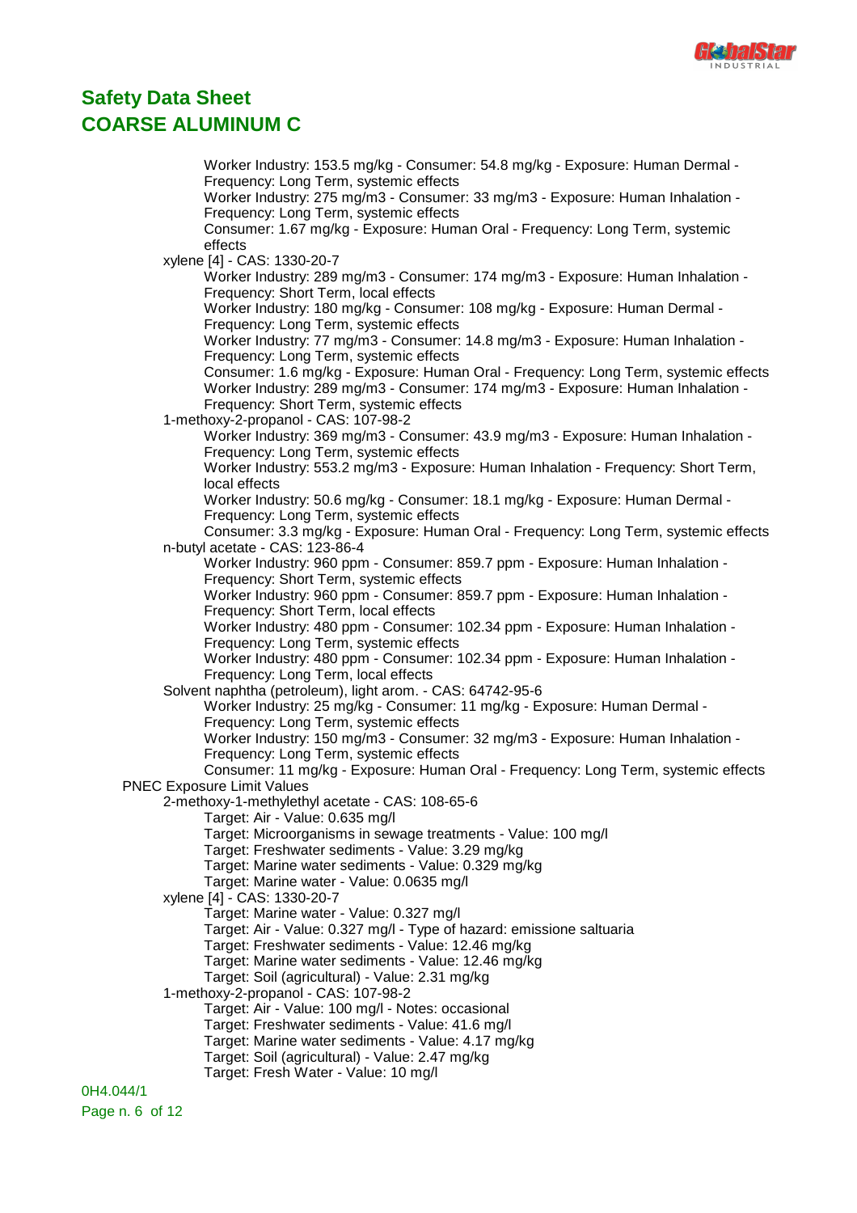Worker Industry: 153.5 mg/kg - Consumer: 54.8 mg/kg - Exposure: Human Dermal - Frequency: Long Term, systemic effects
Worker Industry: 275 mg/m3 - Consumer: 33 mg/m3 - Exposure: Human Inhalation - Frequency: Long Term, systemic effects
Consumer: 1.67 mg/kg - Exposure: Human Oral - Frequency: Long Term, systemic effects

xylene [4] - CAS: 1330-20-7
- Worker Industry: 289 mg/m3 - Consumer: 174 mg/m3 - Exposure: Human Inhalation - Frequency: Short Term, local effects
- Worker Industry: 180 mg/kg - Consumer: 108 mg/kg - Exposure: Human Dermal - Frequency: Long Term, systemic effects
- Worker Industry: 77 mg/m3 - Consumer: 14.8 mg/m3 - Exposure: Human Inhalation - Frequency: Long Term, systemic effects
- Consumer: 1.6 mg/kg - Exposure: Human Oral - Frequency: Long Term, systemic effects
- Worker Industry: 289 mg/m3 - Consumer: 174 mg/m3 - Exposure: Human Inhalation - Frequency: Short Term, systemic effects

1-methoxy-2-propanol - CAS: 107-98-2
- Worker Industry: 369 mg/m3 - Consumer: 43.9 mg/m3 - Exposure: Human Inhalation - Frequency: Long Term, systemic effects
- Worker Industry: 553.2 mg/m3 - Exposure: Human Inhalation - Frequency: Short Term, local effects
- Worker Industry: 50.6 mg/kg - Consumer: 18.1 mg/kg - Exposure: Human Dermal - Frequency: Long Term, systemic effects
- Consumer: 3.3 mg/kg - Exposure: Human Oral - Frequency: Long Term, systemic effects

n-butyl acetate - CAS: 123-86-4
- Worker Industry: 960 ppm - Consumer: 859.7 ppm - Exposure: Human Inhalation - Frequency: Short Term, systemic effects
- Worker Industry: 960 ppm - Consumer: 859.7 ppm - Exposure: Human Inhalation - Frequency: Short Term, local effects
- Worker Industry: 480 ppm - Consumer: 102.34 ppm - Exposure: Human Inhalation - Frequency: Long Term, systemic effects
- Worker Industry: 480 ppm - Consumer: 102.34 ppm - Exposure: Human Inhalation - Frequency: Long Term, local effects

Solvent naphtha (petroleum), light arom. - CAS: 64742-95-6
- Worker Industry: 25 mg/kg - Consumer: 11 mg/kg - Exposure: Human Dermal - Frequency: Long Term, systemic effects
- Worker Industry: 150 mg/m3 - Consumer: 32 mg/m3 - Exposure: Human Inhalation - Frequency: Long Term, systemic effects
- Consumer: 11 mg/kg - Exposure: Human Oral - Frequency: Long Term, systemic effects

PNEC Exposure Limit Values

2-methoxy-1-methylethyl acetate - CAS: 108-65-6
- Target: Air - Value: 0.635 mg/l
- Target: Microorganisms in sewage treatments - Value: 100 mg/l
- Target: Freshwater sediments - Value: 3.29 mg/kg
- Target: Marine water sediments - Value: 0.329 mg/kg
- Target: Marine water - Value: 0.0635 mg/l

xylene [4] - CAS: 1330-20-7
- Target: Marine water - Value: 0.327 mg/l
- Target: Air - Value: 0.327 mg/l - Type of hazard: emissione saltuaria
- Target: Freshwater sediments - Value: 12.46 mg/kg
- Target: Marine water sediments - Value: 12.46 mg/kg
- Target: Soil (agricultural) - Value: 2.31 mg/kg

1-methoxy-2-propanol - CAS: 107-98-2
- Target: Air - Value: 100 mg/l - Notes: occasional
- Target: Freshwater sediments - Value: 41.6 mg/l
- Target: Marine water sediments - Value: 4.17 mg/kg
- Target: Soil (agricultural) - Value: 2.47 mg/kg
- Target: Fresh Water - Value: 10 mg/l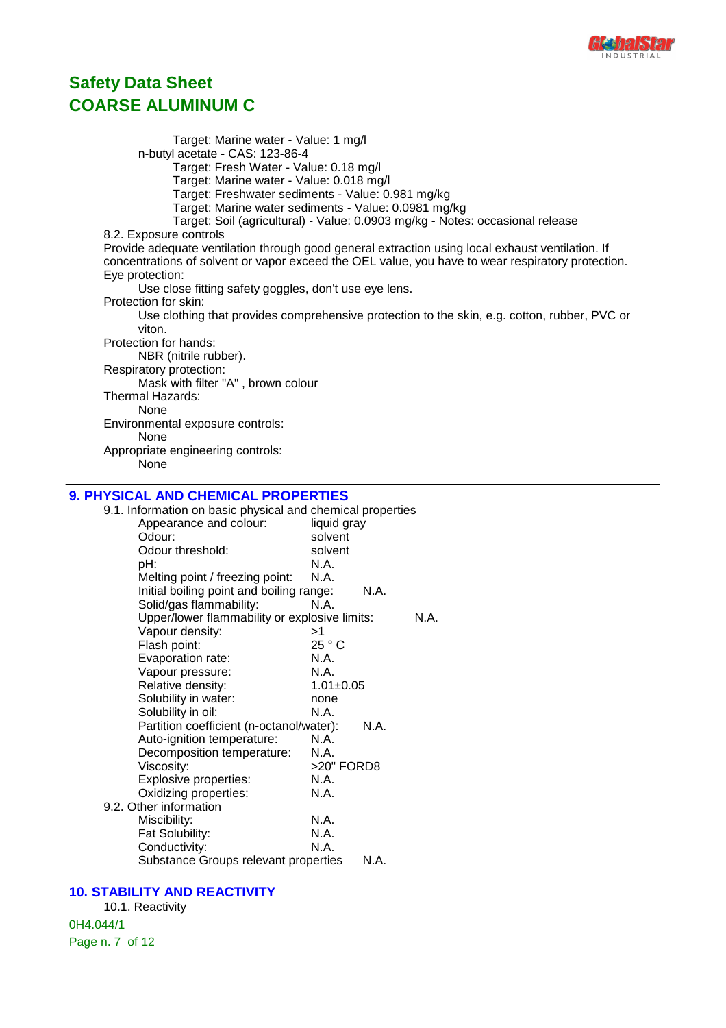Target: Marine water - Value: 1 mg/l

n-butyl acetate - CAS: 123-86-4

Target: Fresh Water - Value: 0.18 mg/l
Target: Marine water - Value: 0.018 mg/l
Target: Freshwater sediments - Value: 0.981 mg/kg
Target: Marine water sediments - Value: 0.0981 mg/kg
Target: Soil (agricultural) - Value: 0.0903 mg/kg - Notes: occasional release

8.2. Exposure controls

Provide adequate ventilation through good general extraction using local exhaust ventilation. If concentrations of solvent or vapor exceed the OEL value, you have to wear respiratory protection.

Eye protection:
Use close fitting safety goggles, don't use eye lens.

Protection for skin:
Use clothing that provides comprehensive protection to the skin, e.g. cotton, rubber, PVC or viton.

Protection for hands:
NBR (nitrile rubber).

Respiratory protection:
Mask with filter "A" , brown colour

Thermal Hazards:
None

Environmental exposure controls:
None

Appropriate engineering controls:
None

## 9. PHYSICAL AND CHEMICAL PROPERTIES

9.1. Information on basic physical and chemical properties

| Property | Value |
|---|---|
| Appearance and colour: | liquid gray |
| Odour: | solvent |
| Odour threshold: | solvent |
| pH: | N.A. |
| Melting point / freezing point: | N.A. |
| Initial boiling point and boiling range: | N.A. |
| Solid/gas flammability: | N.A. |
| Upper/lower flammability or explosive limits: | N.A. |
| Vapour density: | >1 |
| Flash point: | 25 ° C |
| Evaporation rate: | N.A. |
| Vapour pressure: | N.A. |
| Relative density: | 1.01±0.05 |
| Solubility in water: | none |
| Solubility in oil: | N.A. |
| Partition coefficient (n-octanol/water): | N.A. |
| Auto-ignition temperature: | N.A. |
| Decomposition temperature: | N.A. |
| Viscosity: | >20" FORD8 |
| Explosive properties: | N.A. |
| Oxidizing properties: | N.A. |

9.2. Other information

| Property | Value |
|---|---|
| Miscibility: | N.A. |
| Fat Solubility: | N.A. |
| Conductivity: | N.A. |
| Substance Groups relevant properties | N.A. |

## 10. STABILITY AND REACTIVITY

10.1. Reactivity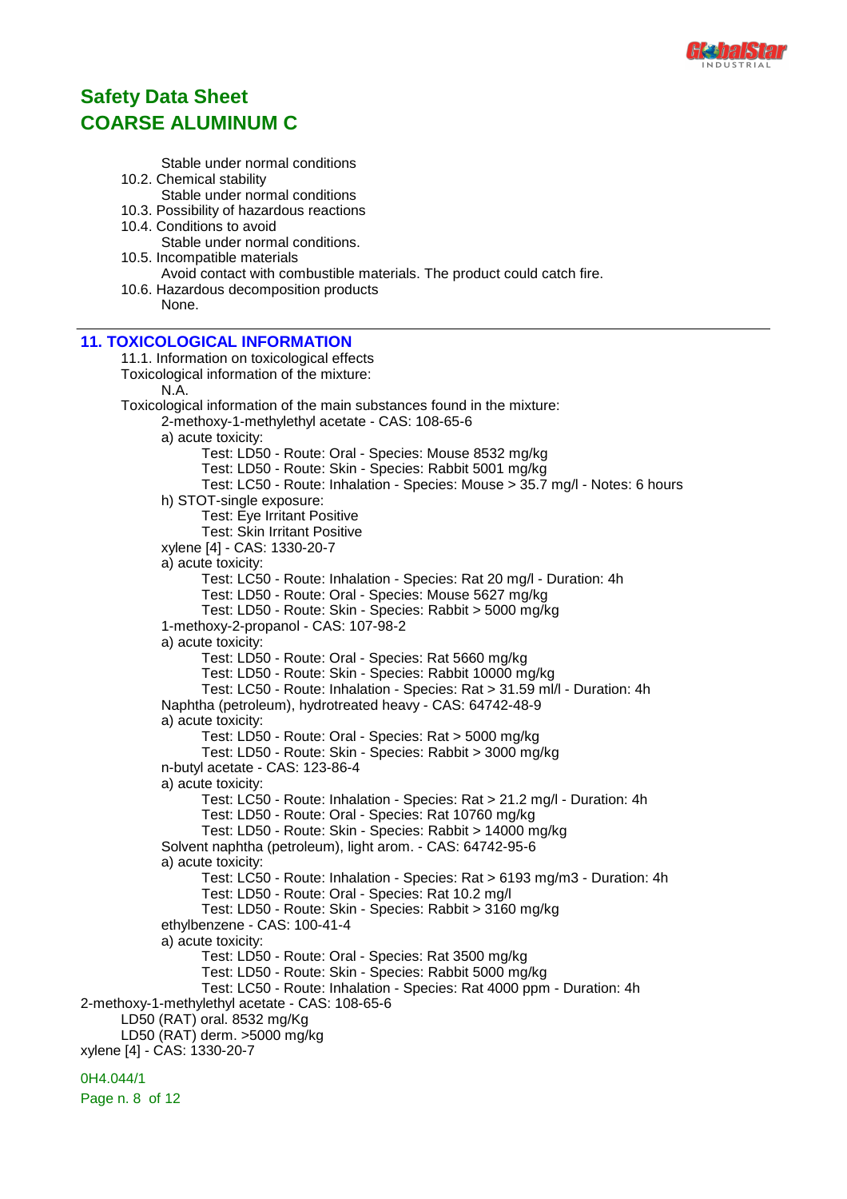Stable under normal conditions

10.2. Chemical stability

Stable under normal conditions

10.3. Possibility of hazardous reactions

10.4. Conditions to avoid

Stable under normal conditions.

10.5. Incompatible materials

Avoid contact with combustible materials. The product could catch fire.

10.6. Hazardous decomposition products

None.

## 11. TOXICOLOGICAL INFORMATION

11.1. Information on toxicological effects

Toxicological information of the mixture:

N.A.

Toxicological information of the main substances found in the mixture:

2-methoxy-1-methylethyl acetate - CAS: 108-65-6

a) acute toxicity:

Test: LD50 - Route: Oral - Species: Mouse 8532 mg/kg

Test: LD50 - Route: Skin - Species: Rabbit 5001 mg/kg

Test: LC50 - Route: Inhalation - Species: Mouse > 35.7 mg/l - Notes: 6 hours

h) STOT-single exposure:

Test: Eye Irritant Positive

Test: Skin Irritant Positive

xylene [4] - CAS: 1330-20-7

a) acute toxicity:

Test: LC50 - Route: Inhalation - Species: Rat 20 mg/l - Duration: 4h

Test: LD50 - Route: Oral - Species: Mouse 5627 mg/kg

Test: LD50 - Route: Skin - Species: Rabbit > 5000 mg/kg

1-methoxy-2-propanol - CAS: 107-98-2

a) acute toxicity:

Test: LD50 - Route: Oral - Species: Rat 5660 mg/kg

Test: LD50 - Route: Skin - Species: Rabbit 10000 mg/kg

Test: LC50 - Route: Inhalation - Species: Rat > 31.59 ml/l - Duration: 4h

Naphtha (petroleum), hydrotreated heavy - CAS: 64742-48-9

a) acute toxicity:

Test: LD50 - Route: Oral - Species: Rat > 5000 mg/kg

Test: LD50 - Route: Skin - Species: Rabbit > 3000 mg/kg

n-butyl acetate - CAS: 123-86-4

a) acute toxicity:

Test: LC50 - Route: Inhalation - Species: Rat > 21.2 mg/l - Duration: 4h

Test: LD50 - Route: Oral - Species: Rat 10760 mg/kg

Test: LD50 - Route: Skin - Species: Rabbit > 14000 mg/kg

Solvent naphtha (petroleum), light arom. - CAS: 64742-95-6

a) acute toxicity:

Test: LC50 - Route: Inhalation - Species: Rat > 6193 mg/m3 - Duration: 4h

Test: LD50 - Route: Oral - Species: Rat 10.2 mg/l

Test: LD50 - Route: Skin - Species: Rabbit > 3160 mg/kg

ethylbenzene - CAS: 100-41-4

a) acute toxicity:

Test: LD50 - Route: Oral - Species: Rat 3500 mg/kg

Test: LD50 - Route: Skin - Species: Rabbit 5000 mg/kg

Test: LC50 - Route: Inhalation - Species: Rat 4000 ppm - Duration: 4h

2-methoxy-1-methylethyl acetate - CAS: 108-65-6

LD50 (RAT) oral. 8532 mg/Kg

LD50 (RAT) derm. >5000 mg/kg

xylene [4] - CAS: 1330-20-7

0H4.044/1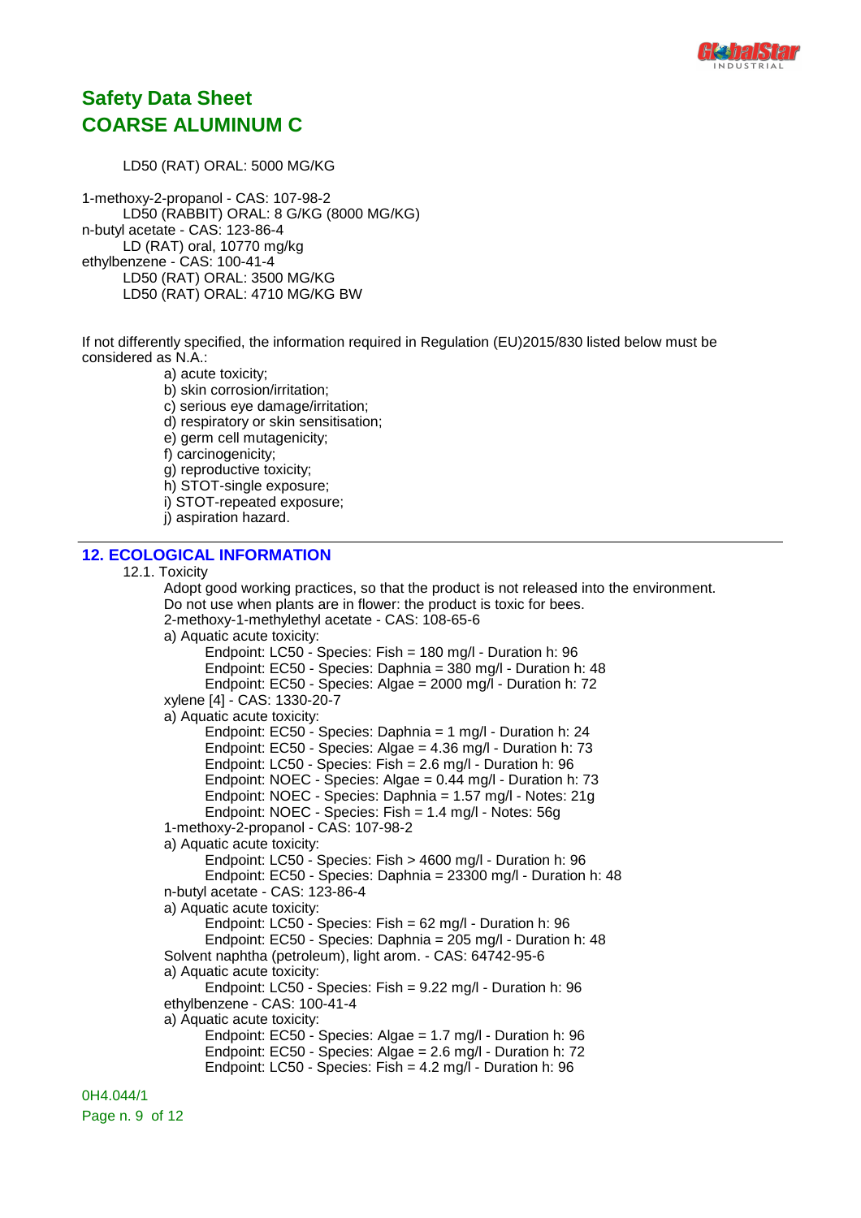LD50 (RAT) ORAL: 5000 MG/KG

1-methoxy-2-propanol - CAS: 107-98-2
    LD50 (RABBIT) ORAL: 8 G/KG (8000 MG/KG)
n-butyl acetate - CAS: 123-86-4
    LD (RAT) oral, 10770 mg/kg
ethylbenzene - CAS: 100-41-4
    LD50 (RAT) ORAL: 3500 MG/KG
    LD50 (RAT) ORAL: 4710 MG/KG BW

If not differently specified, the information required in Regulation (EU)2015/830 listed below must be considered as N.A.:

a) acute toxicity;
b) skin corrosion/irritation;
c) serious eye damage/irritation;
d) respiratory or skin sensitisation;
e) germ cell mutagenicity;
f) carcinogenicity;
g) reproductive toxicity;
h) STOT-single exposure;
i) STOT-repeated exposure;
j) aspiration hazard.

## 12. ECOLOGICAL INFORMATION

12.1. Toxicity

Adopt good working practices, so that the product is not released into the environment.
Do not use when plants are in flower: the product is toxic for bees.

2-methoxy-1-methylethyl acetate - CAS: 108-65-6
a) Aquatic acute toxicity:
    Endpoint: LC50 - Species: Fish = 180 mg/l - Duration h: 96
    Endpoint: EC50 - Species: Daphnia = 380 mg/l - Duration h: 48
    Endpoint: EC50 - Species: Algae = 2000 mg/l - Duration h: 72

xylene [4] - CAS: 1330-20-7
a) Aquatic acute toxicity:
    Endpoint: EC50 - Species: Daphnia = 1 mg/l - Duration h: 24
    Endpoint: EC50 - Species: Algae = 4.36 mg/l - Duration h: 73
    Endpoint: LC50 - Species: Fish = 2.6 mg/l - Duration h: 96
    Endpoint: NOEC - Species: Algae = 0.44 mg/l - Duration h: 73
    Endpoint: NOEC - Species: Daphnia = 1.57 mg/l - Notes: 21g
    Endpoint: NOEC - Species: Fish = 1.4 mg/l - Notes: 56g

1-methoxy-2-propanol - CAS: 107-98-2
a) Aquatic acute toxicity:
    Endpoint: LC50 - Species: Fish > 4600 mg/l - Duration h: 96
    Endpoint: EC50 - Species: Daphnia = 23300 mg/l - Duration h: 48

n-butyl acetate - CAS: 123-86-4
a) Aquatic acute toxicity:
    Endpoint: LC50 - Species: Fish = 62 mg/l - Duration h: 96
    Endpoint: EC50 - Species: Daphnia = 205 mg/l - Duration h: 48

Solvent naphtha (petroleum), light arom. - CAS: 64742-95-6
a) Aquatic acute toxicity:
    Endpoint: LC50 - Species: Fish = 9.22 mg/l - Duration h: 96

ethylbenzene - CAS: 100-41-4
a) Aquatic acute toxicity:
    Endpoint: EC50 - Species: Algae = 1.7 mg/l - Duration h: 96
    Endpoint: EC50 - Species: Algae = 2.6 mg/l - Duration h: 72
    Endpoint: LC50 - Species: Fish = 4.2 mg/l - Duration h: 96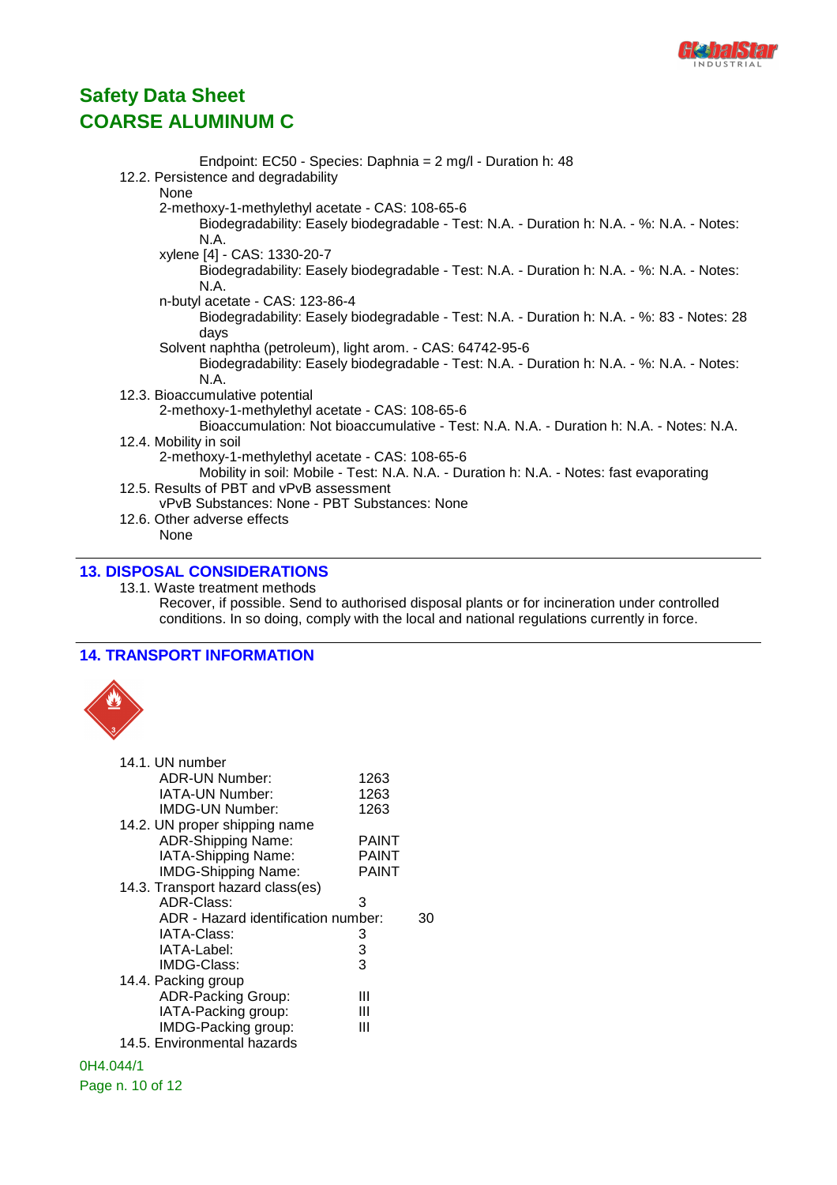Endpoint: EC50 - Species: Daphnia = 2 mg/l - Duration h: 48

12.2. Persistence and degradability

None

2-methoxy-1-methylethyl acetate - CAS: 108-65-6

Biodegradability: Easely biodegradable - Test: N.A. - Duration h: N.A. - %: N.A. - Notes: N.A.

xylene [4] - CAS: 1330-20-7

Biodegradability: Easely biodegradable - Test: N.A. - Duration h: N.A. - %: N.A. - Notes: N.A.

n-butyl acetate - CAS: 123-86-4

Biodegradability: Easely biodegradable - Test: N.A. - Duration h: N.A. - %: 83 - Notes: 28 days

Solvent naphtha (petroleum), light arom. - CAS: 64742-95-6

Biodegradability: Easely biodegradable - Test: N.A. - Duration h: N.A. - %: N.A. - Notes: N.A.

12.3. Bioaccumulative potential

2-methoxy-1-methylethyl acetate - CAS: 108-65-6

Bioaccumulation: Not bioaccumulative - Test: N.A. N.A. - Duration h: N.A. - Notes: N.A.

12.4. Mobility in soil

2-methoxy-1-methylethyl acetate - CAS: 108-65-6

Mobility in soil: Mobile - Test: N.A. N.A. - Duration h: N.A. - Notes: fast evaporating

12.5. Results of PBT and vPvB assessment

vPvB Substances: None - PBT Substances: None

12.6. Other adverse effects

None

## 13. DISPOSAL CONSIDERATIONS

13.1. Waste treatment methods

Recover, if possible. Send to authorised disposal plants or for incineration under controlled conditions. In so doing, comply with the local and national regulations currently in force.

## 14. TRANSPORT INFORMATION

14.1. UN number

| | |
|---|---|
| ADR-UN Number: | 1263 |
| IATA-UN Number: | 1263 |
| IMDG-UN Number: | 1263 |

14.2. UN proper shipping name

| | |
|---|---|
| ADR-Shipping Name: | PAINT |
| IATA-Shipping Name: | PAINT |
| IMDG-Shipping Name: | PAINT |

14.3. Transport hazard class(es)

| | |
|---|---|
| ADR-Class: | 3 |
| ADR - Hazard identification number: | 30 |
| IATA-Class: | 3 |
| IATA-Label: | 3 |
| IMDG-Class: | 3 |

14.4. Packing group

| | |
|---|---|
| ADR-Packing Group: | III |
| IATA-Packing group: | III |
| IMDG-Packing group: | III |

14.5. Environmental hazards

0H4.044/1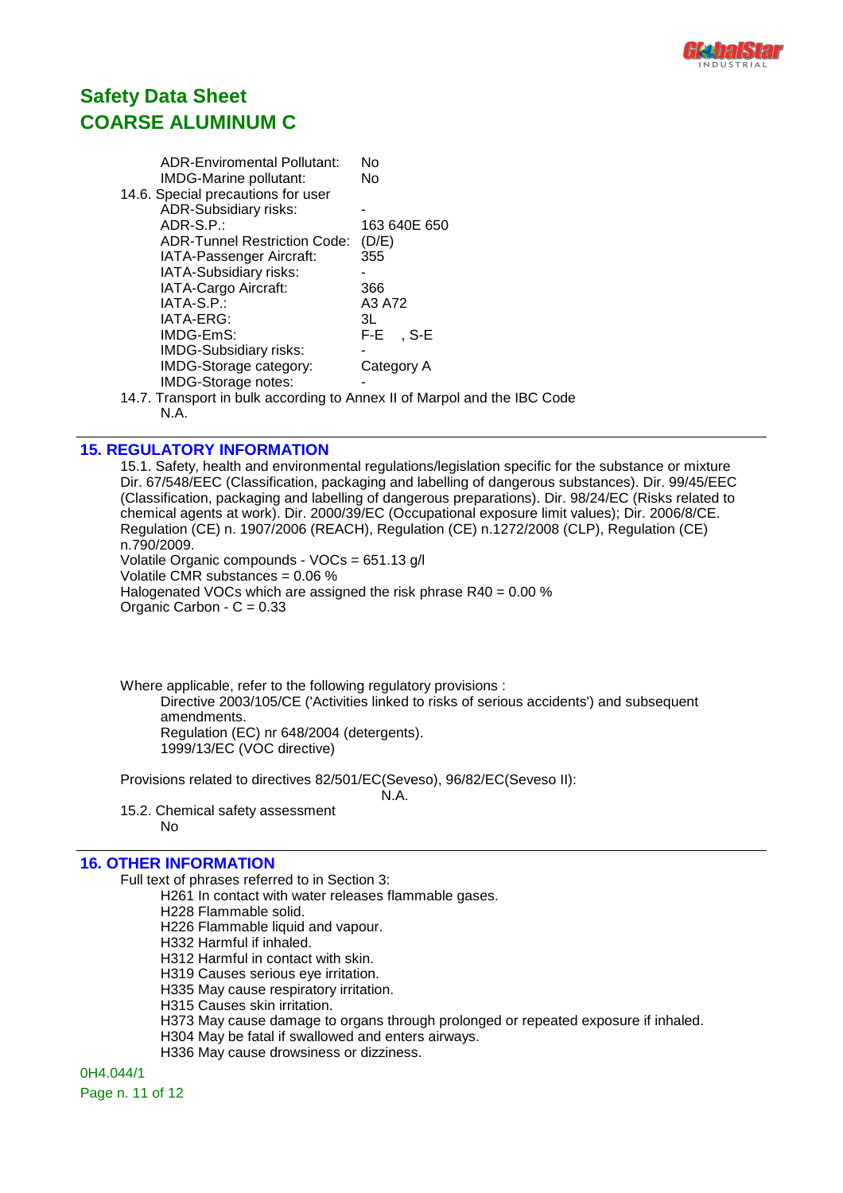# Safety Data Sheet
# COARSE ALUMINUM C

| | |
|---|---|
| ADR-Enviromental Pollutant: | No |
| IMDG-Marine pollutant: | No |

14.6. Special precautions for user

| | |
|---|---|
| ADR-Subsidiary risks: | - |
| ADR-S.P.: | 163 640E 650 |
| ADR-Tunnel Restriction Code: | (D/E) |
| IATA-Passenger Aircraft: | 355 |
| IATA-Subsidiary risks: | - |
| IATA-Cargo Aircraft: | 366 |
| IATA-S.P.: | A3 A72 |
| IATA-ERG: | 3L |
| IMDG-EmS: | F-E , S-E |
| IMDG-Subsidiary risks: | - |
| IMDG-Storage category: | Category A |
| IMDG-Storage notes: | - |

14.7. Transport in bulk according to Annex II of Marpol and the IBC Code

N.A.

## 15. REGULATORY INFORMATION

15.1. Safety, health and environmental regulations/legislation specific for the substance or mixture

Dir. 67/548/EEC (Classification, packaging and labelling of dangerous substances). Dir. 99/45/EEC (Classification, packaging and labelling of dangerous preparations). Dir. 98/24/EC (Risks related to chemical agents at work). Dir. 2000/39/EC (Occupational exposure limit values); Dir. 2006/8/CE. Regulation (CE) n. 1907/2006 (REACH), Regulation (CE) n.1272/2008 (CLP), Regulation (CE) n.790/2009.

Volatile Organic compounds - VOCs = 651.13 g/l

Volatile CMR substances = 0.06 %

Halogenated VOCs which are assigned the risk phrase R40 = 0.00 %

Organic Carbon - C = 0.33

Where applicable, refer to the following regulatory provisions :

Directive 2003/105/CE ('Activities linked to risks of serious accidents') and subsequent amendments.

Regulation (EC) nr 648/2004 (detergents).

1999/13/EC (VOC directive)

Provisions related to directives 82/501/EC(Seveso), 96/82/EC(Seveso II):

N.A.

15.2. Chemical safety assessment

No

## 16. OTHER INFORMATION

Full text of phrases referred to in Section 3:

- H261 In contact with water releases flammable gases.
- H228 Flammable solid.
- H226 Flammable liquid and vapour.
- H332 Harmful if inhaled.
- H312 Harmful in contact with skin.
- H319 Causes serious eye irritation.
- H335 May cause respiratory irritation.
- H315 Causes skin irritation.
- H373 May cause damage to organs through prolonged or repeated exposure if inhaled.
- H304 May be fatal if swallowed and enters airways.
- H336 May cause drowsiness or dizziness.

0H4.044/1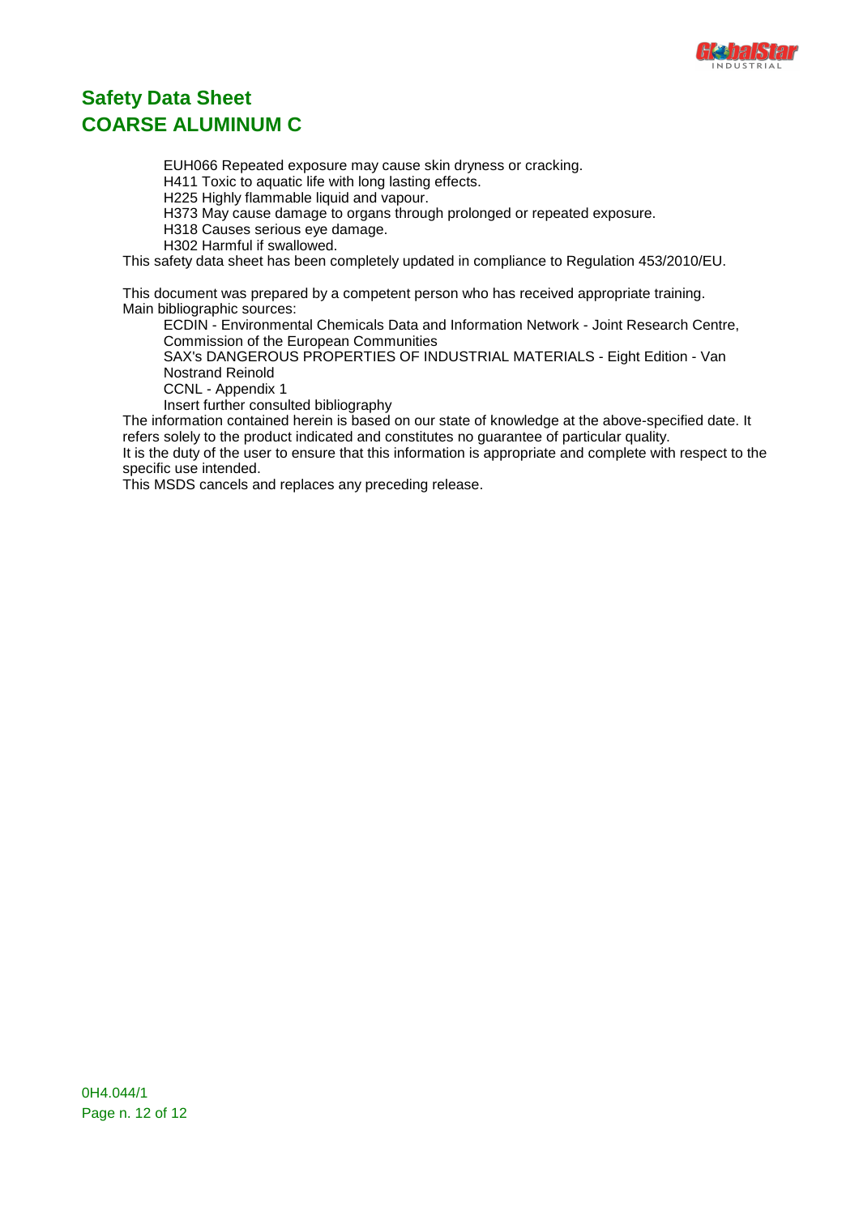EUH066 Repeated exposure may cause skin dryness or cracking.
H411 Toxic to aquatic life with long lasting effects.
H225 Highly flammable liquid and vapour.
H373 May cause damage to organs through prolonged or repeated exposure.
H318 Causes serious eye damage.
H302 Harmful if swallowed.

This safety data sheet has been completely updated in compliance to Regulation 453/2010/EU.

This document was prepared by a competent person who has received appropriate training.
Main bibliographic sources:

ECDIN - Environmental Chemicals Data and Information Network - Joint Research Centre, Commission of the European Communities
SAX's DANGEROUS PROPERTIES OF INDUSTRIAL MATERIALS - Eight Edition - Van Nostrand Reinold
CCNL - Appendix 1
Insert further consulted bibliography

The information contained herein is based on our state of knowledge at the above-specified date. It refers solely to the product indicated and constitutes no guarantee of particular quality.
It is the duty of the user to ensure that this information is appropriate and complete with respect to the specific use intended.
This MSDS cancels and replaces any preceding release.